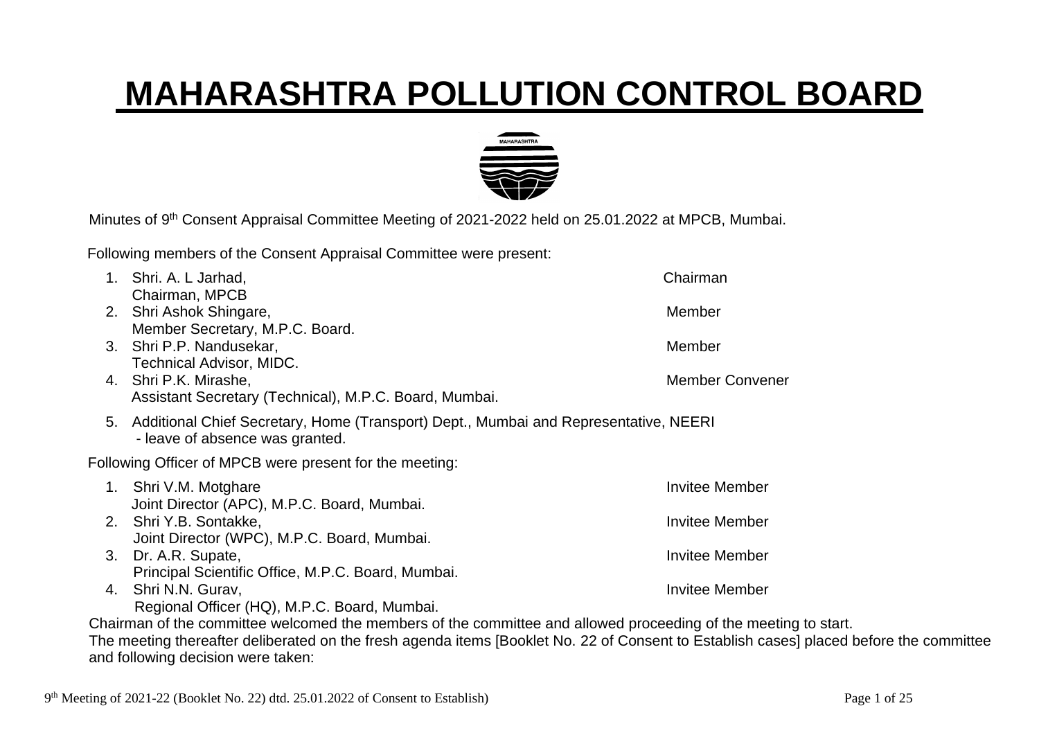# MAHARASHTRA POLLUTION CONTROL BOARD

Minutes of 9th Consent Appraisal Committee Meeting of 2021-2022 held on 25.01.2022 at MPCB, Mumbai.

Following members of the Consent Appraisal Committee were present:

1. Shri. A. L Jarhad, Chairman, MPCB — Chairman
2. Shri Ashok Shingare, Member Secretary, M.P.C. Board. — Member
3. Shri P.P. Nandusekar, Technical Advisor, MIDC. — Member
4. Shri P.K. Mirashe, Assistant Secretary (Technical), M.P.C. Board, Mumbai. — Member Convener
5. Additional Chief Secretary, Home (Transport) Dept., Mumbai and Representative, NEERI - leave of absence was granted.

Following Officer of MPCB were present for the meeting:

1. Shri V.M. Motghare, Joint Director (APC), M.P.C. Board, Mumbai. — Invitee Member
2. Shri Y.B. Sontakke, Joint Director (WPC), M.P.C. Board, Mumbai. — Invitee Member
3. Dr. A.R. Supate, Principal Scientific Office, M.P.C. Board, Mumbai. — Invitee Member
4. Shri N.N. Gurav, Regional Officer (HQ), M.P.C. Board, Mumbai. — Invitee Member

Chairman of the committee welcomed the members of the committee and allowed proceeding of the meeting to start.

The meeting thereafter deliberated on the fresh agenda items [Booklet No. 22 of Consent to Establish cases] placed before the committee and following decision were taken: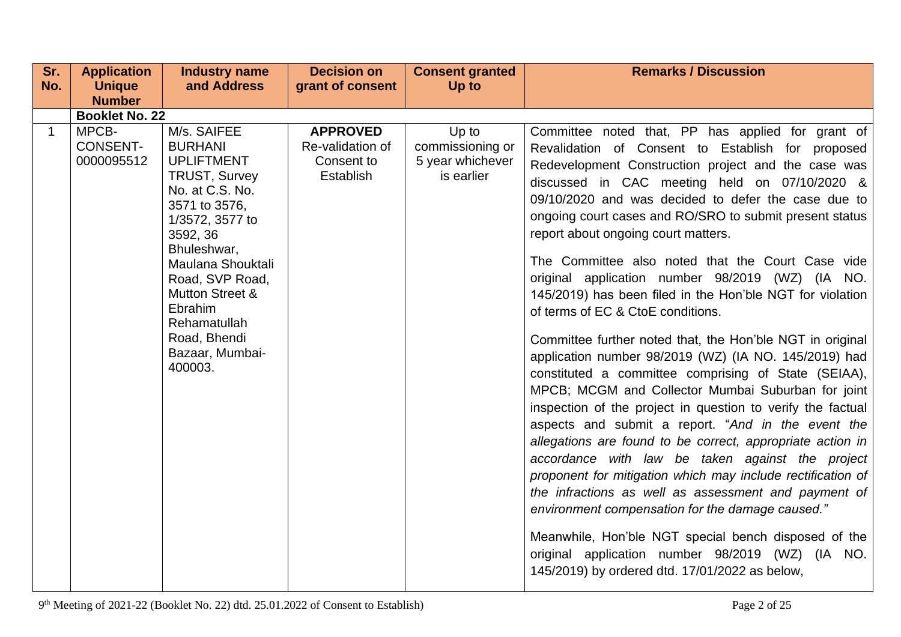| Sr. No. | Application Unique Number | Industry name and Address | Decision on grant of consent | Consent granted Up to | Remarks / Discussion |
|---|---|---|---|---|---|
| | **Booklet No. 22** | | | | |
| 1 | MPCB-CONSENT-0000095512 | M/s. SAIFEE BURHANI UPLIFTMENT TRUST, Survey No. at C.S. No. 3571 to 3576, 1/3572, 3577 to 3592, 36 Bhuleshwar, Maulana Shouktali Road, SVP Road, Mutton Street & Ebrahim Rehamatullah Road, Bhendi Bazaar, Mumbai-400003. | **APPROVED** Re-validation of Consent to Establish | Up to commissioning or 5 year whichever is earlier | Committee noted that, PP has applied for grant of Revalidation of Consent to Establish for proposed Redevelopment Construction project and the case was discussed in CAC meeting held on 07/10/2020 & 09/10/2020 and was decided to defer the case due to ongoing court cases and RO/SRO to submit present status report about ongoing court matters.<br><br>The Committee also noted that the Court Case vide original application number 98/2019 (WZ) (IA NO. 145/2019) has been filed in the Hon'ble NGT for violation of terms of EC & CtoE conditions.<br><br>Committee further noted that, the Hon'ble NGT in original application number 98/2019 (WZ) (IA NO. 145/2019) had constituted a committee comprising of State (SEIAA), MPCB; MCGM and Collector Mumbai Suburban for joint inspection of the project in question to verify the factual aspects and submit a report. "*And in the event the allegations are found to be correct, appropriate action in accordance with law be taken against the project proponent for mitigation which may include rectification of the infractions as well as assessment and payment of environment compensation for the damage caused.*"<br><br>Meanwhile, Hon'ble NGT special bench disposed of the original application number 98/2019 (WZ) (IA NO. 145/2019) by ordered dtd. 17/01/2022 as below, |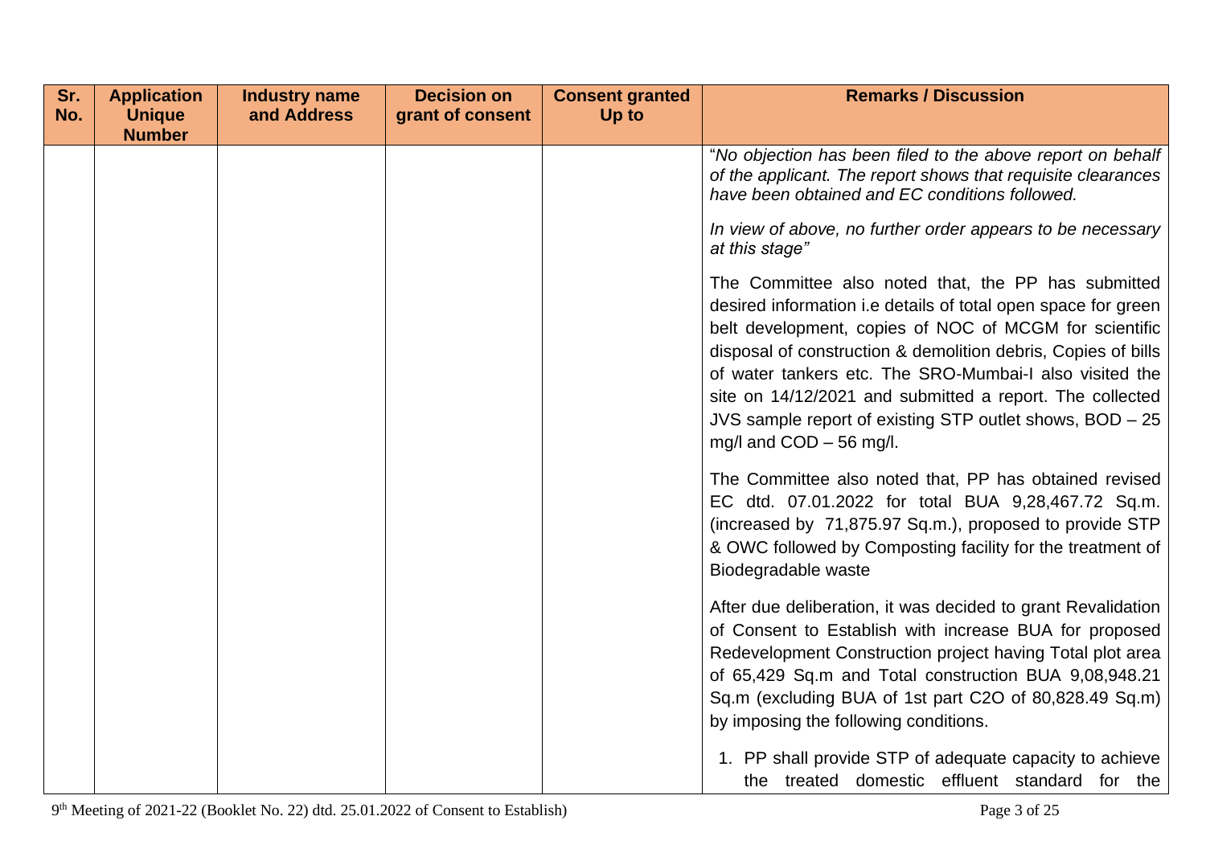| Sr. No. | Application Unique Number | Industry name and Address | Decision on grant of consent | Consent granted Up to | Remarks / Discussion |
|---|---|---|---|---|---|
| | | | | | "*No objection has been filed to the above report on behalf of the applicant. The report shows that requisite clearances have been obtained and EC conditions followed.*<br><br>*In view of above, no further order appears to be necessary at this stage"*<br><br>The Committee also noted that, the PP has submitted desired information i.e details of total open space for green belt development, copies of NOC of MCGM for scientific disposal of construction & demolition debris, Copies of bills of water tankers etc. The SRO-Mumbai-I also visited the site on 14/12/2021 and submitted a report. The collected JVS sample report of existing STP outlet shows, BOD – 25 mg/l and COD – 56 mg/l.<br><br>The Committee also noted that, PP has obtained revised EC dtd. 07.01.2022 for total BUA 9,28,467.72 Sq.m. (increased by 71,875.97 Sq.m.), proposed to provide STP & OWC followed by Composting facility for the treatment of Biodegradable waste<br><br>After due deliberation, it was decided to grant Revalidation of Consent to Establish with increase BUA for proposed Redevelopment Construction project having Total plot area of 65,429 Sq.m and Total construction BUA 9,08,948.21 Sq.m (excluding BUA of 1st part C2O of 80,828.49 Sq.m) by imposing the following conditions.<br><br>1. PP shall provide STP of adequate capacity to achieve the treated domestic effluent standard for the |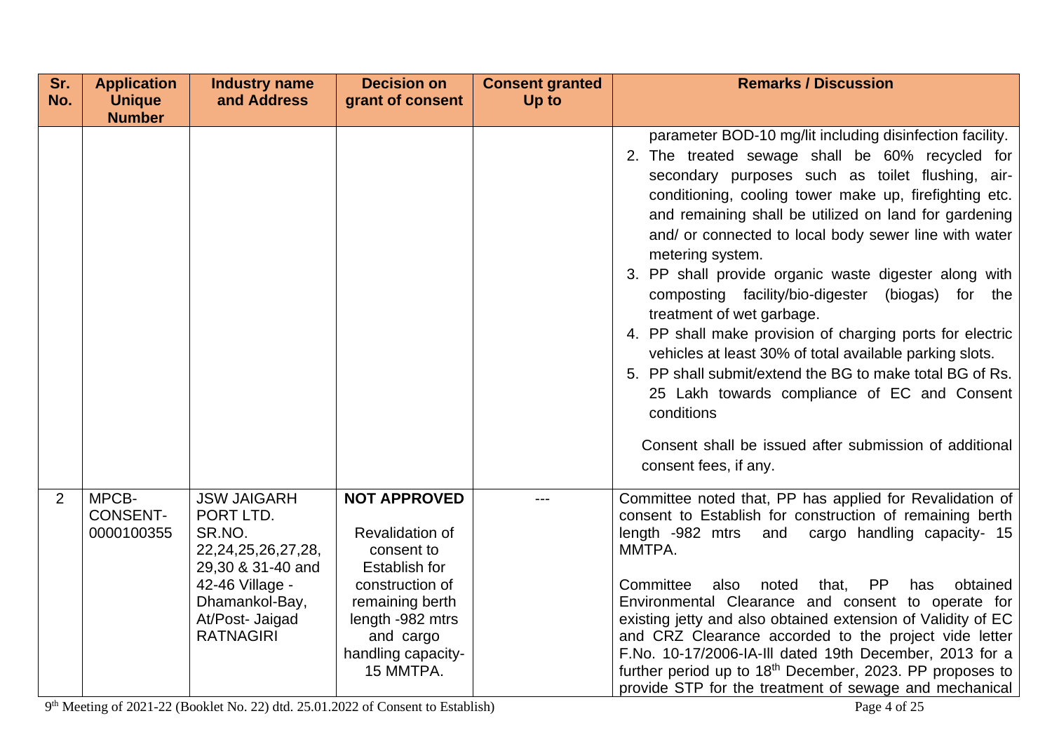| Sr. No. | Application Unique Number | Industry name and Address | Decision on grant of consent | Consent granted Up to | Remarks / Discussion |
|---|---|---|---|---|---|
| | | | | | parameter BOD-10 mg/lit including disinfection facility.<br>2. The treated sewage shall be 60% recycled for secondary purposes such as toilet flushing, air-conditioning, cooling tower make up, firefighting etc. and remaining shall be utilized on land for gardening and/ or connected to local body sewer line with water metering system.<br>3. PP shall provide organic waste digester along with composting facility/bio-digester (biogas) for the treatment of wet garbage.<br>4. PP shall make provision of charging ports for electric vehicles at least 30% of total available parking slots.<br>5. PP shall submit/extend the BG to make total BG of Rs. 25 Lakh towards compliance of EC and Consent conditions<br><br>Consent shall be issued after submission of additional consent fees, if any. |
| 2 | MPCB-CONSENT-0000100355 | JSW JAIGARH PORT LTD. SR.NO. 22,24,25,26,27,28, 29,30 & 31-40 and 42-46 Village - Dhamankol-Bay, At/Post- Jaigad RATNAGIRI | **NOT APPROVED**<br><br>Revalidation of consent to Establish for construction of remaining berth length -982 mtrs and cargo handling capacity- 15 MMTPA. | --- | Committee noted that, PP has applied for Revalidation of consent to Establish for construction of remaining berth length -982 mtrs and cargo handling capacity- 15 MMTPA.<br><br>Committee also noted that, PP has obtained Environmental Clearance and consent to operate for existing jetty and also obtained extension of Validity of EC and CRZ Clearance accorded to the project vide letter F.No. 10-17/2006-IA-Ill dated 19th December, 2013 for a further period up to 18th December, 2023. PP proposes to provide STP for the treatment of sewage and mechanical |

9th Meeting of 2021-22 (Booklet No. 22) dtd. 25.01.2022 of Consent to Establish)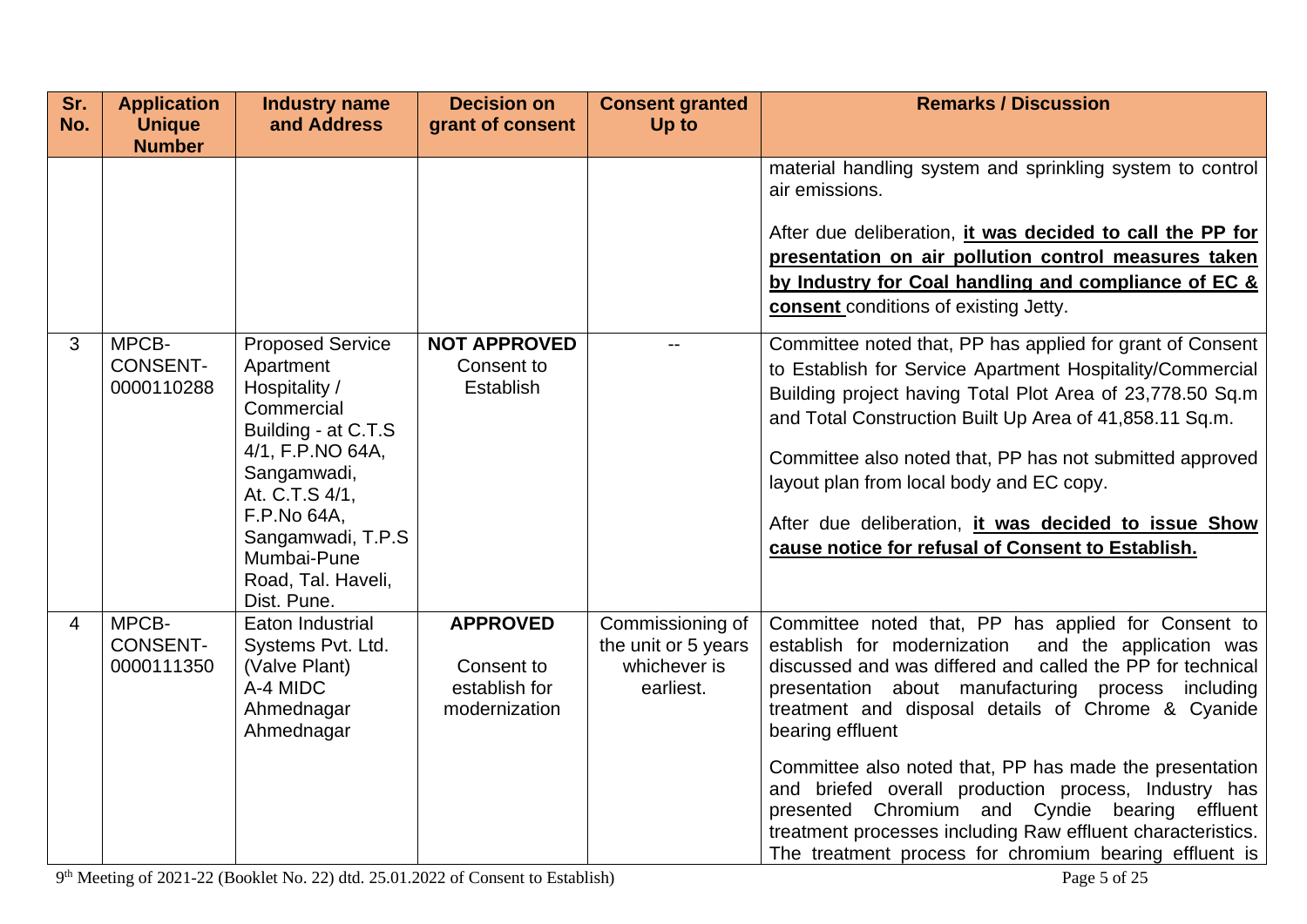| Sr. No. | Application Unique Number | Industry name and Address | Decision on grant of consent | Consent granted Up to | Remarks / Discussion |
|---|---|---|---|---|---|
| | | | | | material handling system and sprinkling system to control air emissions.<br><br>After due deliberation, **it was decided to call the PP for presentation on air pollution control measures taken by Industry for Coal handling and compliance of EC & consent** conditions of existing Jetty. |
| 3 | MPCB-CONSENT-0000110288 | Proposed Service Apartment Hospitality / Commercial Building - at C.T.S 4/1, F.P.NO 64A, Sangamwadi, At. C.T.S 4/1, F.P.No 64A, Sangamwadi, T.P.S Mumbai-Pune Road, Tal. Haveli, Dist. Pune. | **NOT APPROVED** Consent to Establish | -- | Committee noted that, PP has applied for grant of Consent to Establish for Service Apartment Hospitality/Commercial Building project having Total Plot Area of 23,778.50 Sq.m and Total Construction Built Up Area of 41,858.11 Sq.m.<br><br>Committee also noted that, PP has not submitted approved layout plan from local body and EC copy.<br><br>After due deliberation, **it was decided to issue Show cause notice for refusal of Consent to Establish.** |
| 4 | MPCB-CONSENT-0000111350 | Eaton Industrial Systems Pvt. Ltd. (Valve Plant) A-4 MIDC Ahmednagar Ahmednagar | **APPROVED**<br><br>Consent to establish for modernization | Commissioning of the unit or 5 years whichever is earliest. | Committee noted that, PP has applied for Consent to establish for modernization and the application was discussed and was differed and called the PP for technical presentation about manufacturing process including treatment and disposal details of Chrome & Cyanide bearing effluent<br><br>Committee also noted that, PP has made the presentation and briefed overall production process, Industry has presented Chromium and Cyndie bearing effluent treatment processes including Raw effluent characteristics. The treatment process for chromium bearing effluent is |

9th Meeting of 2021-22 (Booklet No. 22) dtd. 25.01.2022 of Consent to Establish)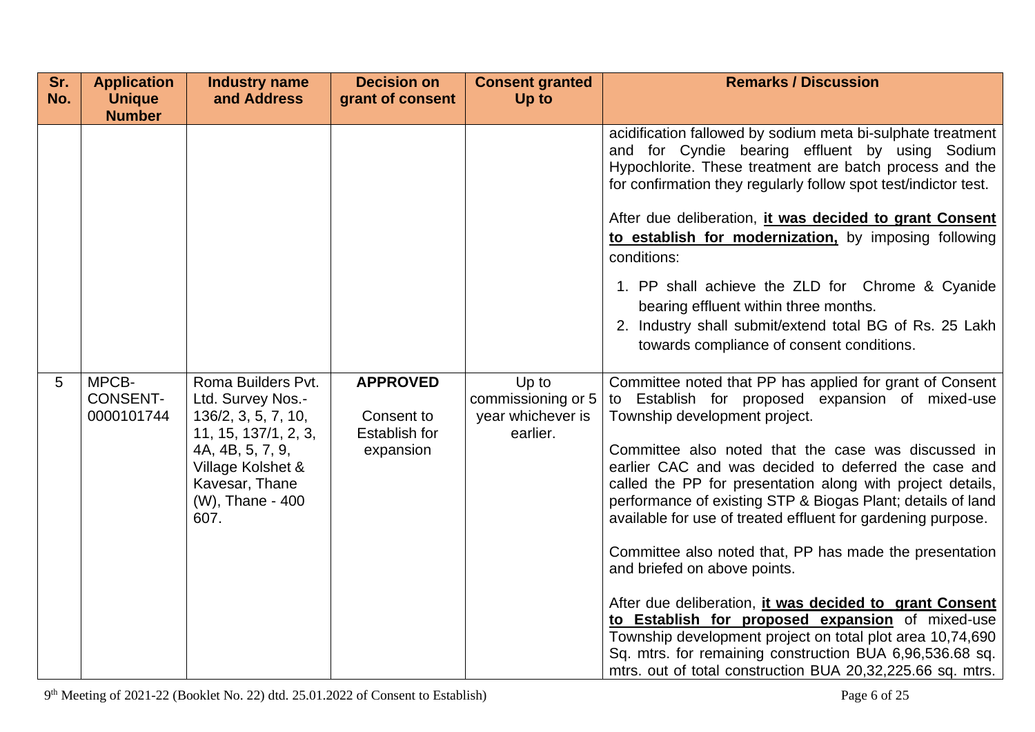| Sr. No. | Application Unique Number | Industry name and Address | Decision on grant of consent | Consent granted Up to | Remarks / Discussion |
|---|---|---|---|---|---|
| | | | | | acidification fallowed by sodium meta bi-sulphate treatment and for Cyndie bearing effluent by using Sodium Hypochlorite. These treatment are batch process and the for confirmation they regularly follow spot test/indictor test.<br><br>After due deliberation, **it was decided to grant Consent to establish for modernization,** by imposing following conditions:<br><br>1. PP shall achieve the ZLD for Chrome & Cyanide bearing effluent within three months.<br>2. Industry shall submit/extend total BG of Rs. 25 Lakh towards compliance of consent conditions. |
| 5 | MPCB-CONSENT-0000101744 | Roma Builders Pvt. Ltd. Survey Nos.- 136/2, 3, 5, 7, 10, 11, 15, 137/1, 2, 3, 4A, 4B, 5, 7, 9, Village Kolshet & Kavesar, Thane (W), Thane - 400 607. | **APPROVED**<br><br>Consent to Establish for expansion | Up to commissioning or 5 year whichever is earlier. | Committee noted that PP has applied for grant of Consent to Establish for proposed expansion of mixed-use Township development project.<br><br>Committee also noted that the case was discussed in earlier CAC and was decided to deferred the case and called the PP for presentation along with project details, performance of existing STP & Biogas Plant; details of land available for use of treated effluent for gardening purpose.<br><br>Committee also noted that, PP has made the presentation and briefed on above points.<br><br>After due deliberation, **it was decided to grant Consent to Establish for proposed expansion** of mixed-use Township development project on total plot area 10,74,690 Sq. mtrs. for remaining construction BUA 6,96,536.68 sq. mtrs. out of total construction BUA 20,32,225.66 sq. mtrs. |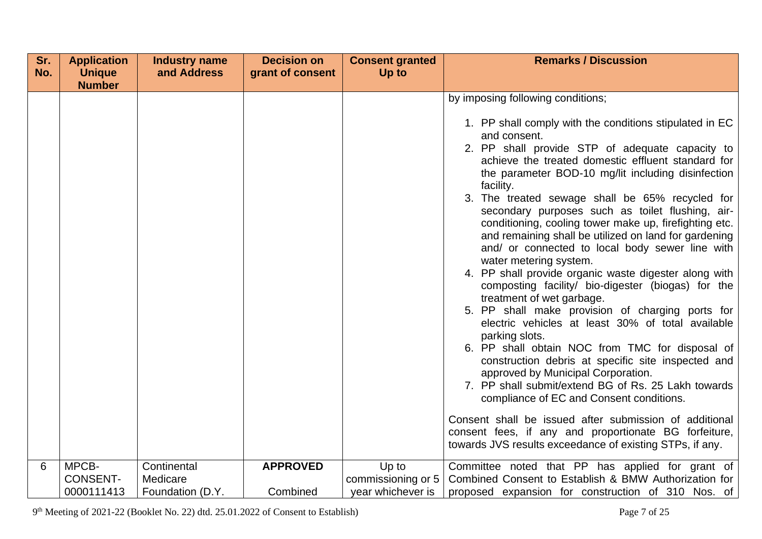| Sr. No. | Application Unique Number | Industry name and Address | Decision on grant of consent | Consent granted Up to | Remarks / Discussion |
|---|---|---|---|---|---|
| | | | | | by imposing following conditions;<br><br>1. PP shall comply with the conditions stipulated in EC and consent.<br>2. PP shall provide STP of adequate capacity to achieve the treated domestic effluent standard for the parameter BOD-10 mg/lit including disinfection facility.<br>3. The treated sewage shall be 65% recycled for secondary purposes such as toilet flushing, air-conditioning, cooling tower make up, firefighting etc. and remaining shall be utilized on land for gardening and/ or connected to local body sewer line with water metering system.<br>4. PP shall provide organic waste digester along with composting facility/ bio-digester (biogas) for the treatment of wet garbage.<br>5. PP shall make provision of charging ports for electric vehicles at least 30% of total available parking slots.<br>6. PP shall obtain NOC from TMC for disposal of construction debris at specific site inspected and approved by Municipal Corporation.<br>7. PP shall submit/extend BG of Rs. 25 Lakh towards compliance of EC and Consent conditions.<br><br>Consent shall be issued after submission of additional consent fees, if any and proportionate BG forfeiture, towards JVS results exceedance of existing STPs, if any. |
| 6 | MPCB-CONSENT-0000111413 | Continental Medicare Foundation (D.Y. | **APPROVED**<br><br>Combined | Up to commissioning or 5 year whichever is | Committee noted that PP has applied for grant of Combined Consent to Establish & BMW Authorization for proposed expansion for construction of 310 Nos. of |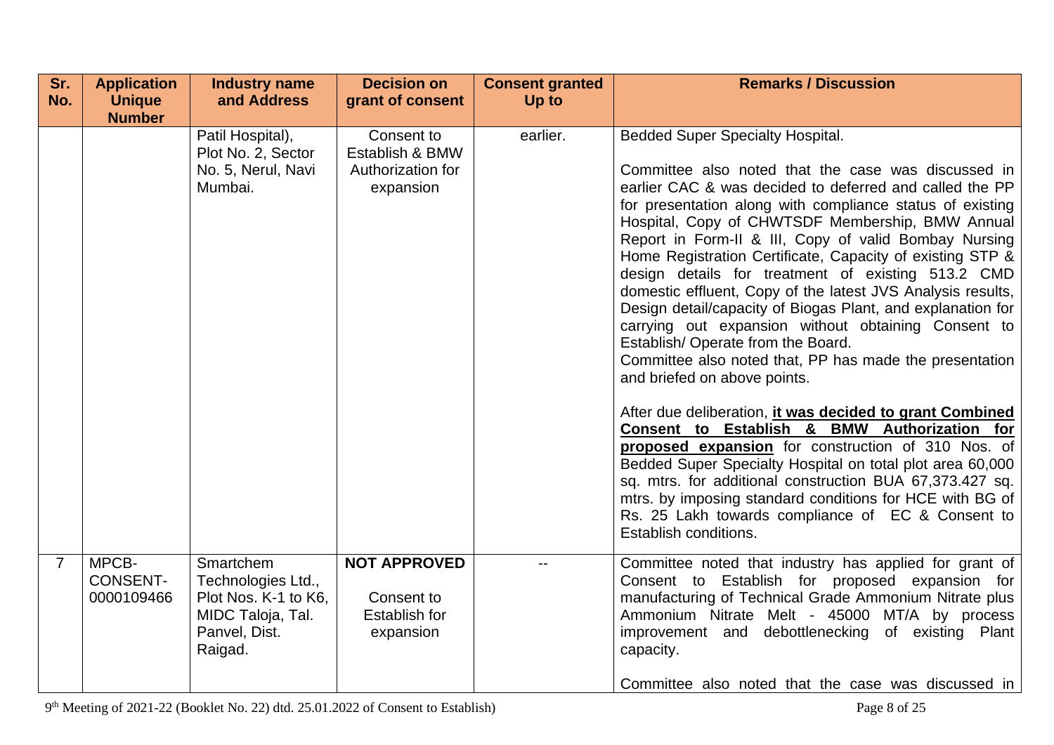| Sr. No. | Application Unique Number | Industry name and Address | Decision on grant of consent | Consent granted Up to | Remarks / Discussion |
|---|---|---|---|---|---|
| | | Patil Hospital), Plot No. 2, Sector No. 5, Nerul, Navi Mumbai. | Consent to Establish & BMW Authorization for expansion | earlier. | Bedded Super Specialty Hospital.<br><br>Committee also noted that the case was discussed in earlier CAC & was decided to deferred and called the PP for presentation along with compliance status of existing Hospital, Copy of CHWTSDF Membership, BMW Annual Report in Form-II & III, Copy of valid Bombay Nursing Home Registration Certificate, Capacity of existing STP & design details for treatment of existing 513.2 CMD domestic effluent, Copy of the latest JVS Analysis results, Design detail/capacity of Biogas Plant, and explanation for carrying out expansion without obtaining Consent to Establish/ Operate from the Board.<br>Committee also noted that, PP has made the presentation and briefed on above points.<br><br>After due deliberation, **it was decided to grant Combined Consent to Establish & BMW Authorization for proposed expansion** for construction of 310 Nos. of Bedded Super Specialty Hospital on total plot area 60,000 sq. mtrs. for additional construction BUA 67,373.427 sq. mtrs. by imposing standard conditions for HCE with BG of Rs. 25 Lakh towards compliance of EC & Consent to Establish conditions. |
| 7 | MPCB-CONSENT-0000109466 | Smartchem Technologies Ltd., Plot Nos. K-1 to K6, MIDC Taloja, Tal. Panvel, Dist. Raigad. | **NOT APPROVED**<br><br>Consent to Establish for expansion | -- | Committee noted that industry has applied for grant of Consent to Establish for proposed expansion for manufacturing of Technical Grade Ammonium Nitrate plus Ammonium Nitrate Melt - 45000 MT/A by process improvement and debottlenecking of existing Plant capacity.<br><br>Committee also noted that the case was discussed in |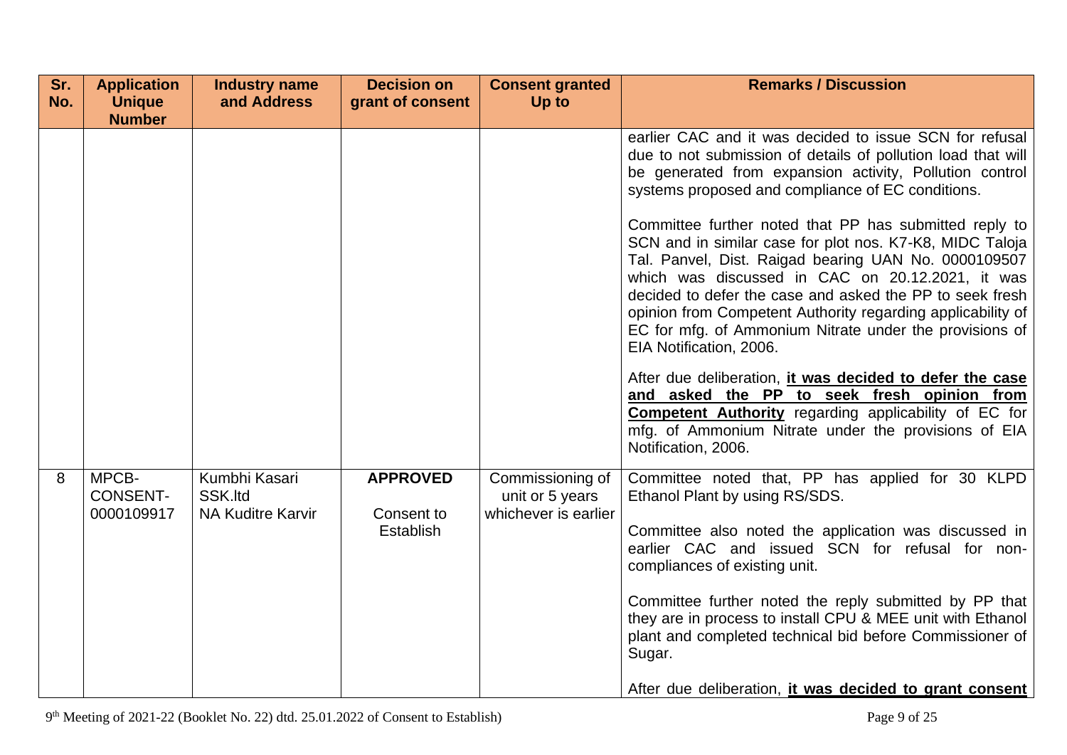| Sr. No. | Application Unique Number | Industry name and Address | Decision on grant of consent | Consent granted Up to | Remarks / Discussion |
|---|---|---|---|---|---|
| | | | | | earlier CAC and it was decided to issue SCN for refusal due to not submission of details of pollution load that will be generated from expansion activity, Pollution control systems proposed and compliance of EC conditions.<br><br>Committee further noted that PP has submitted reply to SCN and in similar case for plot nos. K7-K8, MIDC Taloja Tal. Panvel, Dist. Raigad bearing UAN No. 0000109507 which was discussed in CAC on 20.12.2021, it was decided to defer the case and asked the PP to seek fresh opinion from Competent Authority regarding applicability of EC for mfg. of Ammonium Nitrate under the provisions of EIA Notification, 2006.<br><br>After due deliberation, **it was decided to defer the case and asked the PP to seek fresh opinion from Competent Authority** regarding applicability of EC for mfg. of Ammonium Nitrate under the provisions of EIA Notification, 2006. |
| 8 | MPCB-CONSENT-0000109917 | Kumbhi Kasari SSK.ltd NA Kuditre Karvir | **APPROVED**<br><br>Consent to Establish | Commissioning of unit or 5 years whichever is earlier | Committee noted that, PP has applied for 30 KLPD Ethanol Plant by using RS/SDS.<br><br>Committee also noted the application was discussed in earlier CAC and issued SCN for refusal for non-compliances of existing unit.<br><br>Committee further noted the reply submitted by PP that they are in process to install CPU & MEE unit with Ethanol plant and completed technical bid before Commissioner of Sugar.<br><br>After due deliberation, **it was decided to grant consent** |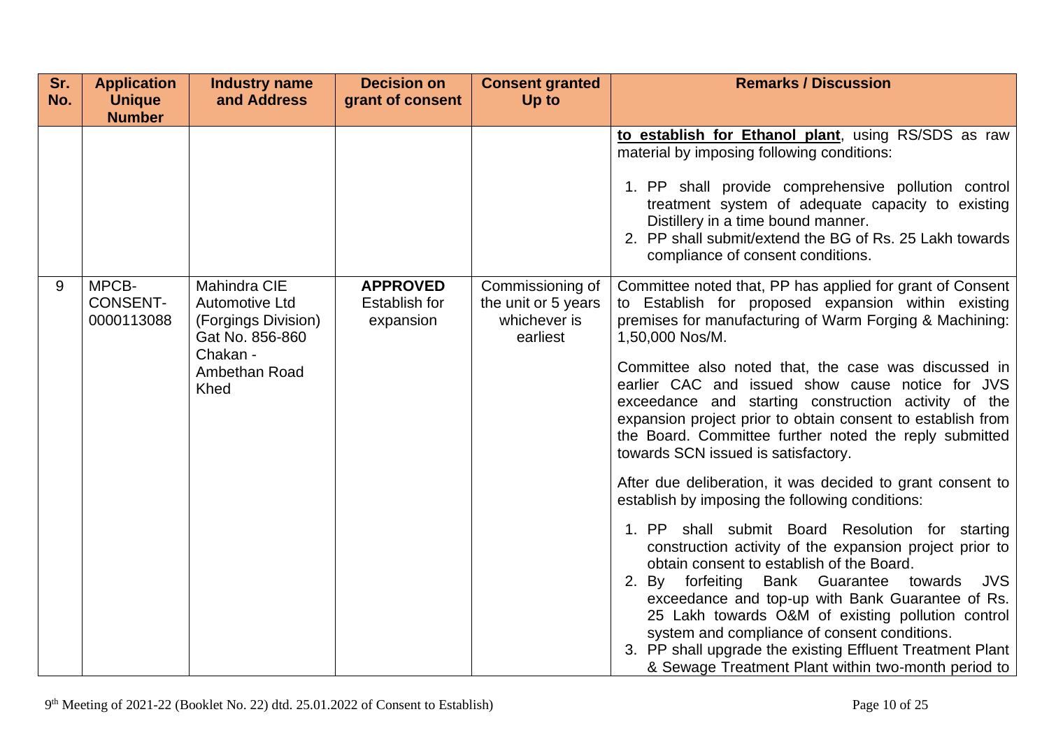| Sr. No. | Application Unique Number | Industry name and Address | Decision on grant of consent | Consent granted Up to | Remarks / Discussion |
|---|---|---|---|---|---|
| | | | | | **to establish for Ethanol plant**, using RS/SDS as raw material by imposing following conditions:<br><br>1. PP shall provide comprehensive pollution control treatment system of adequate capacity to existing Distillery in a time bound manner.<br>2. PP shall submit/extend the BG of Rs. 25 Lakh towards compliance of consent conditions. |
| 9 | MPCB-CONSENT-0000113088 | Mahindra CIE Automotive Ltd (Forgings Division) Gat No. 856-860 Chakan - Ambethan Road Khed | **APPROVED** Establish for expansion | Commissioning of the unit or 5 years whichever is earliest | Committee noted that, PP has applied for grant of Consent to Establish for proposed expansion within existing premises for manufacturing of Warm Forging & Machining: 1,50,000 Nos/M.<br><br>Committee also noted that, the case was discussed in earlier CAC and issued show cause notice for JVS exceedance and starting construction activity of the expansion project prior to obtain consent to establish from the Board. Committee further noted the reply submitted towards SCN issued is satisfactory.<br><br>After due deliberation, it was decided to grant consent to establish by imposing the following conditions:<br><br>1. PP shall submit Board Resolution for starting construction activity of the expansion project prior to obtain consent to establish of the Board.<br>2. By forfeiting Bank Guarantee towards JVS exceedance and top-up with Bank Guarantee of Rs. 25 Lakh towards O&M of existing pollution control system and compliance of consent conditions.<br>3. PP shall upgrade the existing Effluent Treatment Plant & Sewage Treatment Plant within two-month period to |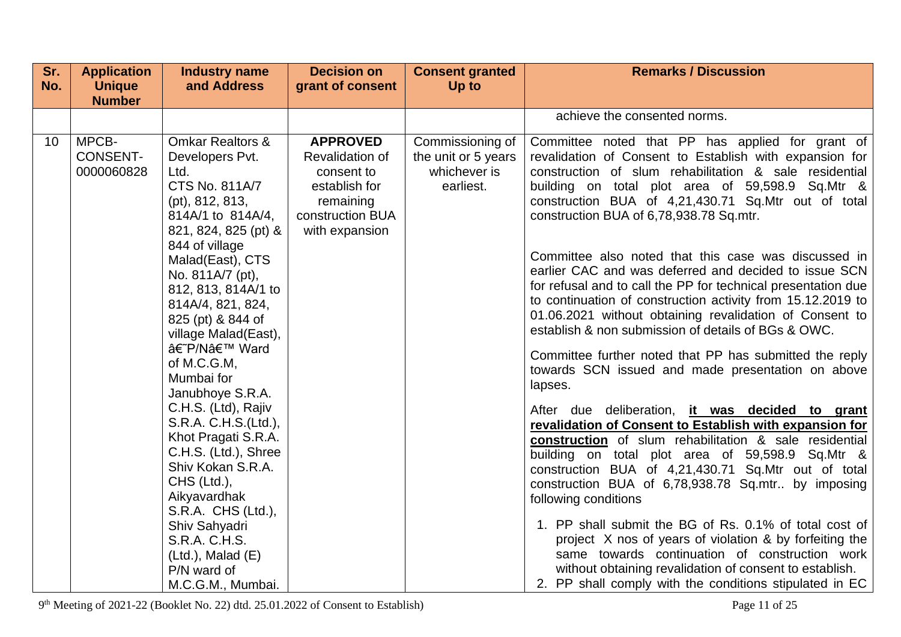| Sr. No. | Application Unique Number | Industry name and Address | Decision on grant of consent | Consent granted Up to | Remarks / Discussion |
|---|---|---|---|---|---|
| | | | | | achieve the consented norms. |
| 10 | MPCB-CONSENT-0000060828 | Omkar Realtors & Developers Pvt. Ltd. CTS No. 811A/7 (pt), 812, 813, 814A/1 to 814A/4, 821, 824, 825 (pt) & 844 of village Malad(East), CTS No. 811A/7 (pt), 812, 813, 814A/1 to 814A/4, 821, 824, 825 (pt) & 844 of village Malad(East), â€˜P/Nâ€™ Ward of M.C.G.M, Mumbai for Janubhoye S.R.A. C.H.S. (Ltd), Rajiv S.R.A. C.H.S.(Ltd.), Khot Pragati S.R.A. C.H.S. (Ltd.), Shree Shiv Kokan S.R.A. CHS (Ltd.), Aikyavardhak S.R.A. CHS (Ltd.), Shiv Sahyadri S.R.A. C.H.S. (Ltd.), Malad (E) P/N ward of M.C.G.M., Mumbai. | **APPROVED** Revalidation of consent to establish for remaining construction BUA with expansion | Commissioning of the unit or 5 years whichever is earliest. | Committee noted that PP has applied for grant of revalidation of Consent to Establish with expansion for construction of slum rehabilitation & sale residential building on total plot area of 59,598.9 Sq.Mtr & construction BUA of 4,21,430.71 Sq.Mtr out of total construction BUA of 6,78,938.78 Sq.mtr.<br><br>Committee also noted that this case was discussed in earlier CAC and was deferred and decided to issue SCN for refusal and to call the PP for technical presentation due to continuation of construction activity from 15.12.2019 to 01.06.2021 without obtaining revalidation of Consent to establish & non submission of details of BGs & OWC.<br><br>Committee further noted that PP has submitted the reply towards SCN issued and made presentation on above lapses.<br><br>After due deliberation, **it was decided to grant revalidation of Consent to Establish with expansion for construction** of slum rehabilitation & sale residential building on total plot area of 59,598.9 Sq.Mtr & construction BUA of 4,21,430.71 Sq.Mtr out of total construction BUA of 6,78,938.78 Sq.mtr.. by imposing following conditions<br><br>1. PP shall submit the BG of Rs. 0.1% of total cost of project X nos of years of violation & by forfeiting the same towards continuation of construction work without obtaining revalidation of consent to establish.<br>2. PP shall comply with the conditions stipulated in EC |

9th Meeting of 2021-22 (Booklet No. 22) dtd. 25.01.2022 of Consent to Establish)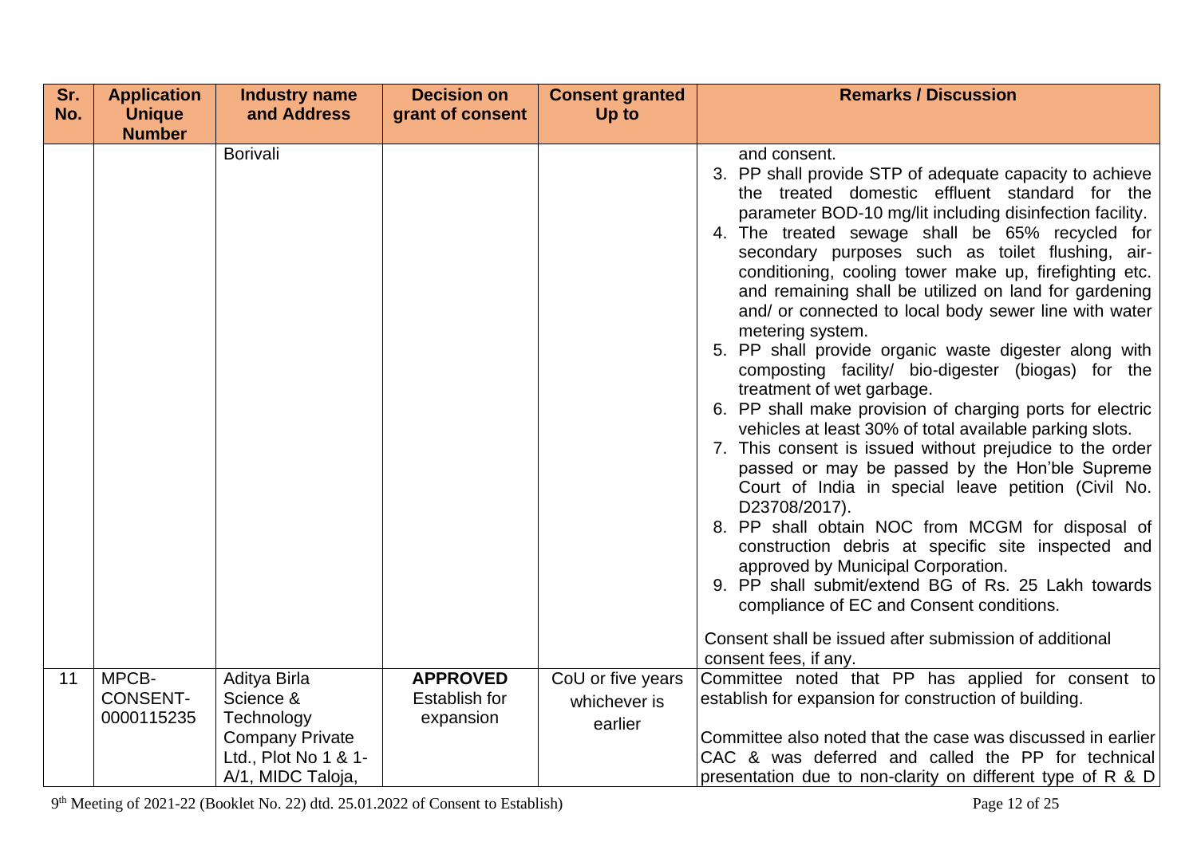| Sr. No. | Application Unique Number | Industry name and Address | Decision on grant of consent | Consent granted Up to | Remarks / Discussion |
|---|---|---|---|---|---|
| | | Borivali | | | and consent.<br>3. PP shall provide STP of adequate capacity to achieve the treated domestic effluent standard for the parameter BOD-10 mg/lit including disinfection facility.<br>4. The treated sewage shall be 65% recycled for secondary purposes such as toilet flushing, air-conditioning, cooling tower make up, firefighting etc. and remaining shall be utilized on land for gardening and/ or connected to local body sewer line with water metering system.<br>5. PP shall provide organic waste digester along with composting facility/ bio-digester (biogas) for the treatment of wet garbage.<br>6. PP shall make provision of charging ports for electric vehicles at least 30% of total available parking slots.<br>7. This consent is issued without prejudice to the order passed or may be passed by the Hon'ble Supreme Court of India in special leave petition (Civil No. D23708/2017).<br>8. PP shall obtain NOC from MCGM for disposal of construction debris at specific site inspected and approved by Municipal Corporation.<br>9. PP shall submit/extend BG of Rs. 25 Lakh towards compliance of EC and Consent conditions.<br><br>Consent shall be issued after submission of additional consent fees, if any. |
| 11 | MPCB-CONSENT-0000115235 | Aditya Birla Science & Technology Company Private Ltd., Plot No 1 & 1-A/1, MIDC Taloja, | **APPROVED** Establish for expansion | CoU or five years whichever is earlier | Committee noted that PP has applied for consent to establish for expansion for construction of building.<br><br>Committee also noted that the case was discussed in earlier CAC & was deferred and called the PP for technical presentation due to non-clarity on different type of R & D |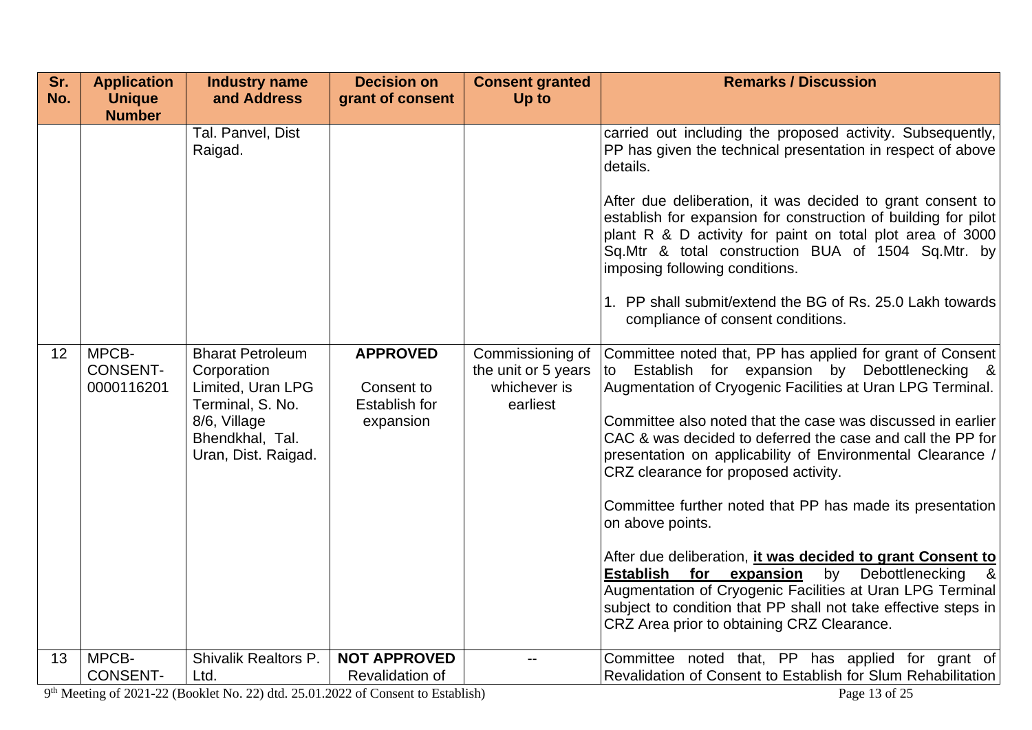| Sr. No. | Application Unique Number | Industry name and Address | Decision on grant of consent | Consent granted Up to | Remarks / Discussion |
|---|---|---|---|---|---|
| | | Tal. Panvel, Dist Raigad. | | | carried out including the proposed activity. Subsequently, PP has given the technical presentation in respect of above details.<br><br>After due deliberation, it was decided to grant consent to establish for expansion for construction of building for pilot plant R & D activity for paint on total plot area of 3000 Sq.Mtr & total construction BUA of 1504 Sq.Mtr. by imposing following conditions.<br><br>1. PP shall submit/extend the BG of Rs. 25.0 Lakh towards compliance of consent conditions. |
| 12 | MPCB-CONSENT-0000116201 | Bharat Petroleum Corporation Limited, Uran LPG Terminal, S. No. 8/6, Village Bhendkhal, Tal. Uran, Dist. Raigad. | **APPROVED**<br><br>Consent to Establish for expansion | Commissioning of the unit or 5 years whichever is earliest | Committee noted that, PP has applied for grant of Consent to Establish for expansion by Debottlenecking & Augmentation of Cryogenic Facilities at Uran LPG Terminal.<br><br>Committee also noted that the case was discussed in earlier CAC & was decided to deferred the case and call the PP for presentation on applicability of Environmental Clearance / CRZ clearance for proposed activity.<br><br>Committee further noted that PP has made its presentation on above points.<br><br>After due deliberation, **it was decided to grant Consent to Establish for expansion** by Debottlenecking & Augmentation of Cryogenic Facilities at Uran LPG Terminal subject to condition that PP shall not take effective steps in CRZ Area prior to obtaining CRZ Clearance. |
| 13 | MPCB-CONSENT- | Shivalik Realtors P. Ltd. | **NOT APPROVED**<br>Revalidation of | -- | Committee noted that, PP has applied for grant of Revalidation of Consent to Establish for Slum Rehabilitation |

9th Meeting of 2021-22 (Booklet No. 22) dtd. 25.01.2022 of Consent to Establish)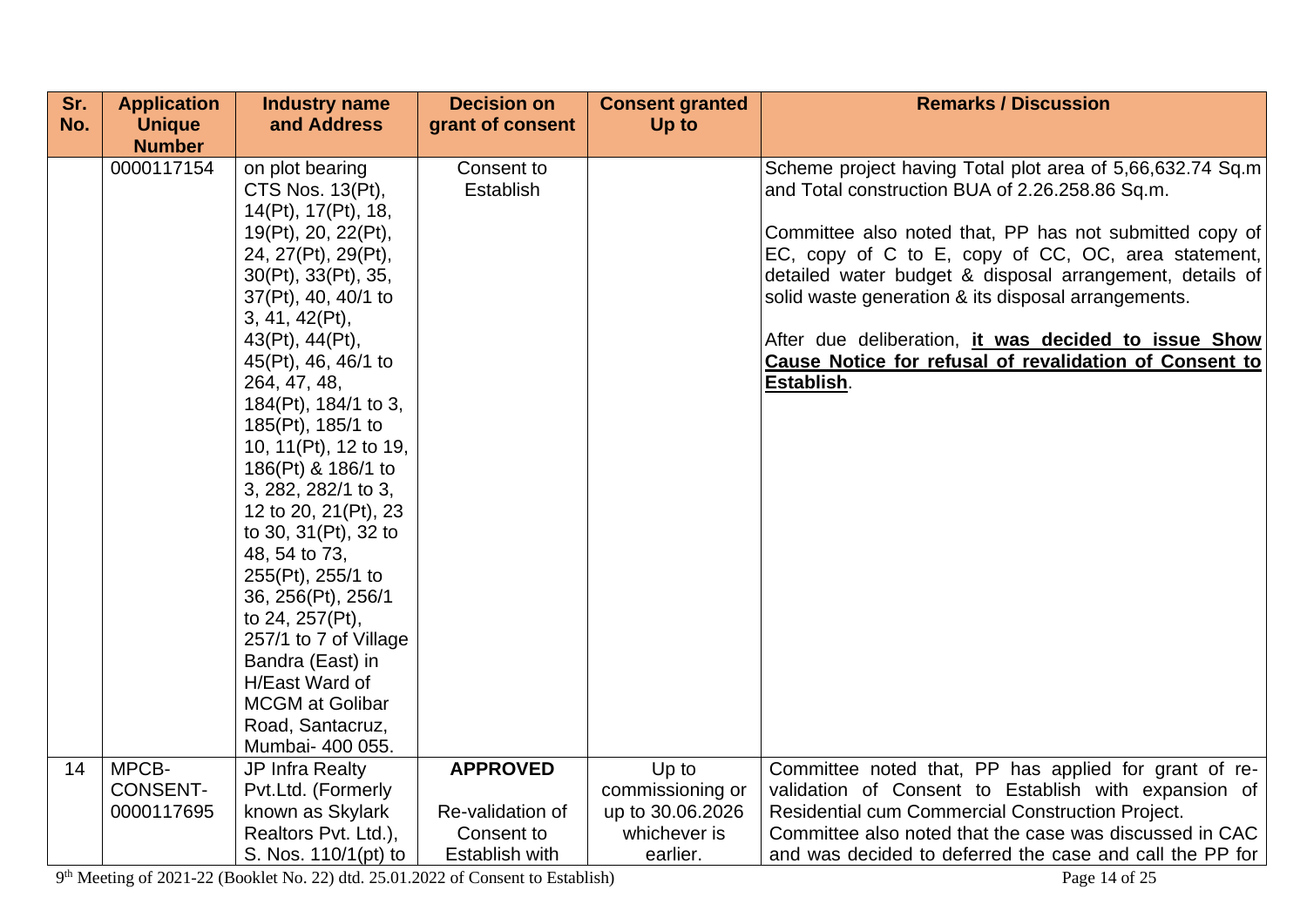| Sr. No. | Application Unique Number | Industry name and Address | Decision on grant of consent | Consent granted Up to | Remarks / Discussion |
|---|---|---|---|---|---|
| | 0000117154 | on plot bearing CTS Nos. 13(Pt), 14(Pt), 17(Pt), 18, 19(Pt), 20, 22(Pt), 24, 27(Pt), 29(Pt), 30(Pt), 33(Pt), 35, 37(Pt), 40, 40/1 to 3, 41, 42(Pt), 43(Pt), 44(Pt), 45(Pt), 46, 46/1 to 264, 47, 48, 184(Pt), 184/1 to 3, 185(Pt), 185/1 to 10, 11(Pt), 12 to 19, 186(Pt) & 186/1 to 3, 282, 282/1 to 3, 12 to 20, 21(Pt), 23 to 30, 31(Pt), 32 to 48, 54 to 73, 255(Pt), 255/1 to 36, 256(Pt), 256/1 to 24, 257(Pt), 257/1 to 7 of Village Bandra (East) in H/East Ward of MCGM at Golibar Road, Santacruz, Mumbai- 400 055. | Consent to Establish | | Scheme project having Total plot area of 5,66,632.74 Sq.m and Total construction BUA of 2.26.258.86 Sq.m.<br><br>Committee also noted that, PP has not submitted copy of EC, copy of C to E, copy of CC, OC, area statement, detailed water budget & disposal arrangement, details of solid waste generation & its disposal arrangements.<br><br>After due deliberation, **it was decided to issue Show Cause Notice for refusal of revalidation of Consent to Establish**. |
| 14 | MPCB-CONSENT-0000117695 | JP Infra Realty Pvt.Ltd. (Formerly known as Skylark Realtors Pvt. Ltd.), S. Nos. 110/1(pt) to | **APPROVED**<br><br>Re-validation of Consent to Establish with | Up to commissioning or up to 30.06.2026 whichever is earlier. | Committee noted that, PP has applied for grant of re-validation of Consent to Establish with expansion of Residential cum Commercial Construction Project.<br>Committee also noted that the case was discussed in CAC and was decided to deferred the case and call the PP for |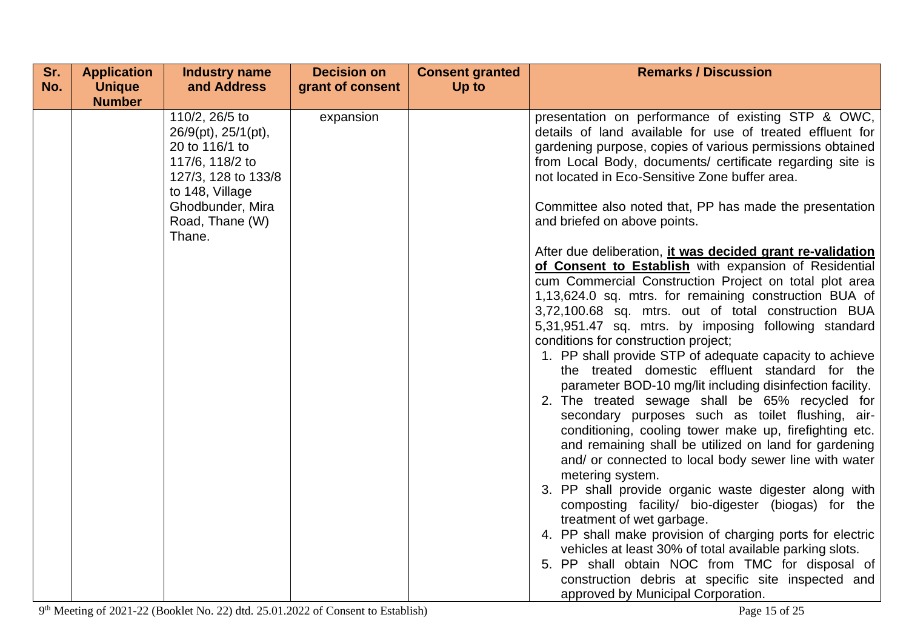| Sr. No. | Application Unique Number | Industry name and Address | Decision on grant of consent | Consent granted Up to | Remarks / Discussion |
|---|---|---|---|---|---|
| | | 110/2, 26/5 to 26/9(pt), 25/1(pt), 20 to 116/1 to 117/6, 118/2 to 127/3, 128 to 133/8 to 148, Village Ghodbunder, Mira Road, Thane (W) Thane. | expansion | | presentation on performance of existing STP & OWC, details of land available for use of treated effluent for gardening purpose, copies of various permissions obtained from Local Body, documents/ certificate regarding site is not located in Eco-Sensitive Zone buffer area.<br><br>Committee also noted that, PP has made the presentation and briefed on above points.<br><br>After due deliberation, **it was decided grant re-validation of Consent to Establish** with expansion of Residential cum Commercial Construction Project on total plot area 1,13,624.0 sq. mtrs. for remaining construction BUA of 3,72,100.68 sq. mtrs. out of total construction BUA 5,31,951.47 sq. mtrs. by imposing following standard conditions for construction project;<br>1. PP shall provide STP of adequate capacity to achieve the treated domestic effluent standard for the parameter BOD-10 mg/lit including disinfection facility.<br>2. The treated sewage shall be 65% recycled for secondary purposes such as toilet flushing, air-conditioning, cooling tower make up, firefighting etc. and remaining shall be utilized on land for gardening and/ or connected to local body sewer line with water metering system.<br>3. PP shall provide organic waste digester along with composting facility/ bio-digester (biogas) for the treatment of wet garbage.<br>4. PP shall make provision of charging ports for electric vehicles at least 30% of total available parking slots.<br>5. PP shall obtain NOC from TMC for disposal of construction debris at specific site inspected and approved by Municipal Corporation. |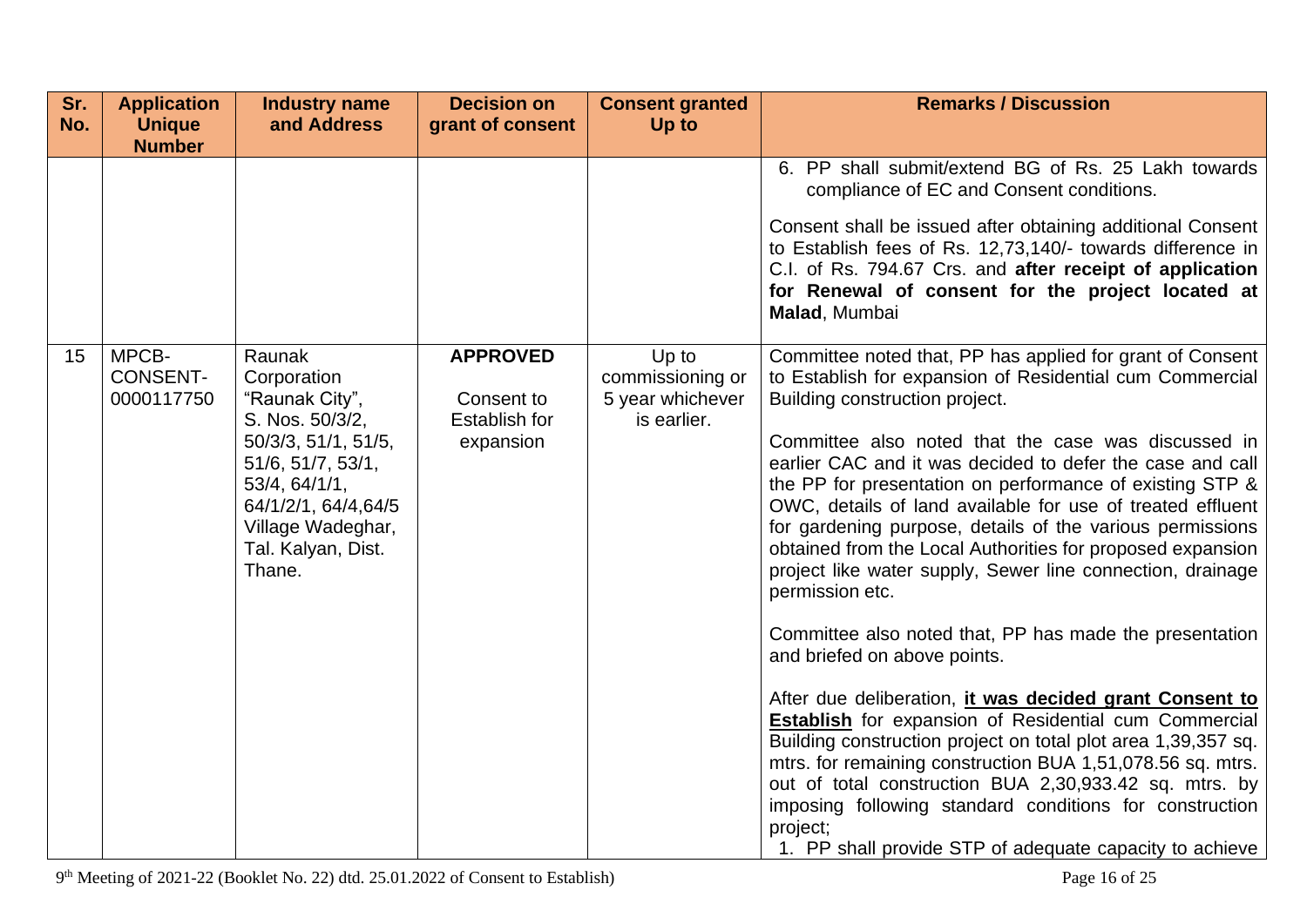| Sr. No. | Application Unique Number | Industry name and Address | Decision on grant of consent | Consent granted Up to | Remarks / Discussion |
|---|---|---|---|---|---|
| | | | | | 6. PP shall submit/extend BG of Rs. 25 Lakh towards compliance of EC and Consent conditions.<br><br>Consent shall be issued after obtaining additional Consent to Establish fees of Rs. 12,73,140/- towards difference in C.I. of Rs. 794.67 Crs. and **after receipt of application for Renewal of consent for the project located at Malad**, Mumbai |
| 15 | MPCB-CONSENT-0000117750 | Raunak Corporation "Raunak City", S. Nos. 50/3/2, 50/3/3, 51/1, 51/5, 51/6, 51/7, 53/1, 53/4, 64/1/1, 64/1/2/1, 64/4,64/5 Village Wadeghar, Tal. Kalyan, Dist. Thane. | **APPROVED**<br><br>Consent to Establish for expansion | Up to commissioning or 5 year whichever is earlier. | Committee noted that, PP has applied for grant of Consent to Establish for expansion of Residential cum Commercial Building construction project.<br><br>Committee also noted that the case was discussed in earlier CAC and it was decided to defer the case and call the PP for presentation on performance of existing STP & OWC, details of land available for use of treated effluent for gardening purpose, details of the various permissions obtained from the Local Authorities for proposed expansion project like water supply, Sewer line connection, drainage permission etc.<br><br>Committee also noted that, PP has made the presentation and briefed on above points.<br><br>After due deliberation, **it was decided grant Consent to Establish** for expansion of Residential cum Commercial Building construction project on total plot area 1,39,357 sq. mtrs. for remaining construction BUA 1,51,078.56 sq. mtrs. out of total construction BUA 2,30,933.42 sq. mtrs. by imposing following standard conditions for construction project;<br>1. PP shall provide STP of adequate capacity to achieve |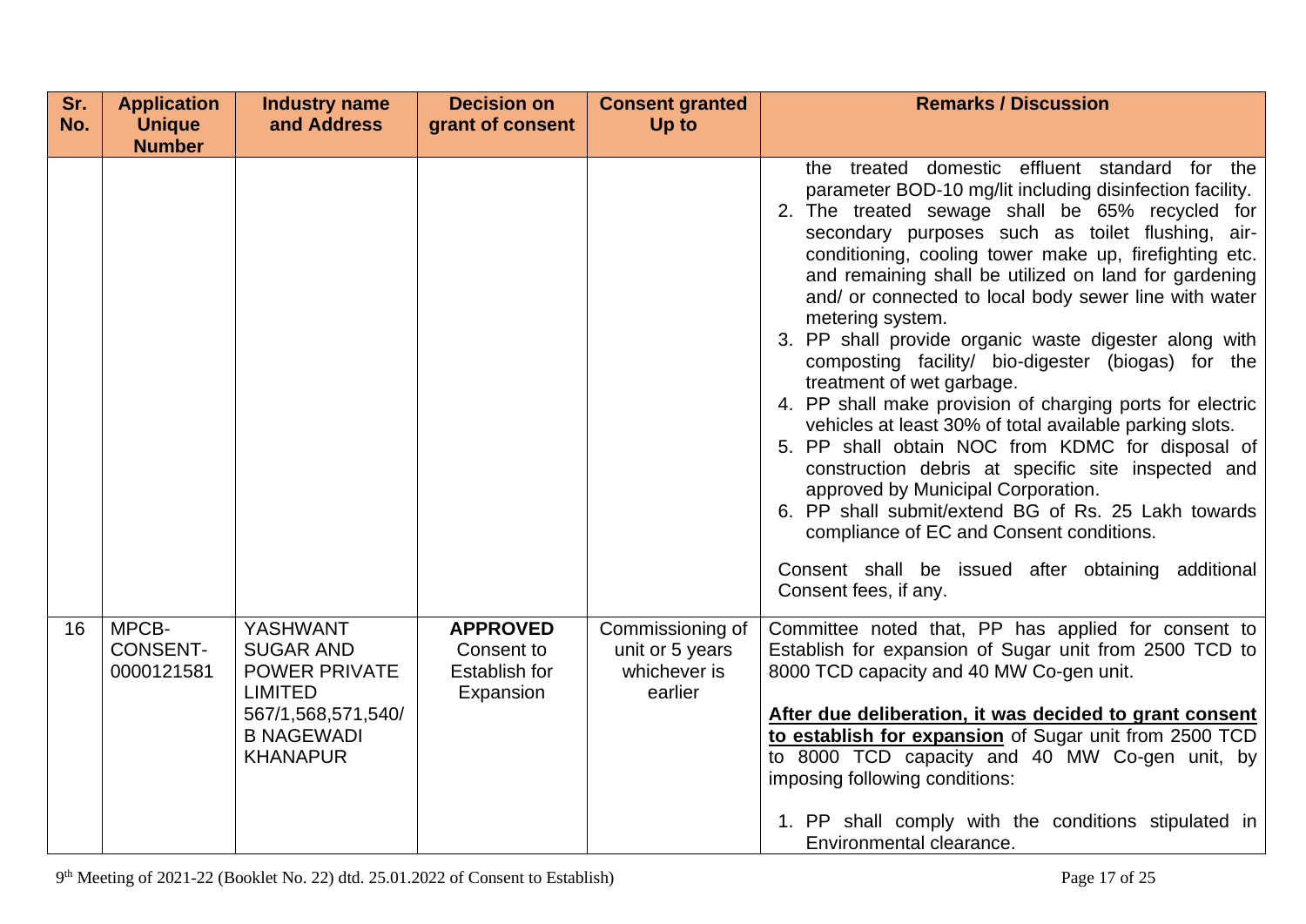| Sr. No. | Application Unique Number | Industry name and Address | Decision on grant of consent | Consent granted Up to | Remarks / Discussion |
|---|---|---|---|---|---|
| | | | | | the treated domestic effluent standard for the parameter BOD-10 mg/lit including disinfection facility.<br>2. The treated sewage shall be 65% recycled for secondary purposes such as toilet flushing, air-conditioning, cooling tower make up, firefighting etc. and remaining shall be utilized on land for gardening and/ or connected to local body sewer line with water metering system.<br>3. PP shall provide organic waste digester along with composting facility/ bio-digester (biogas) for the treatment of wet garbage.<br>4. PP shall make provision of charging ports for electric vehicles at least 30% of total available parking slots.<br>5. PP shall obtain NOC from KDMC for disposal of construction debris at specific site inspected and approved by Municipal Corporation.<br>6. PP shall submit/extend BG of Rs. 25 Lakh towards compliance of EC and Consent conditions.<br><br>Consent shall be issued after obtaining additional Consent fees, if any. |
| 16 | MPCB-CONSENT-0000121581 | YASHWANT SUGAR AND POWER PRIVATE LIMITED 567/1,568,571,540/B NAGEWADI KHANAPUR | **APPROVED** Consent to Establish for Expansion | Commissioning of unit or 5 years whichever is earlier | Committee noted that, PP has applied for consent to Establish for expansion of Sugar unit from 2500 TCD to 8000 TCD capacity and 40 MW Co-gen unit.<br><br>**After due deliberation, it was decided to grant consent to establish for expansion** of Sugar unit from 2500 TCD to 8000 TCD capacity and 40 MW Co-gen unit, by imposing following conditions:<br><br>1. PP shall comply with the conditions stipulated in Environmental clearance. |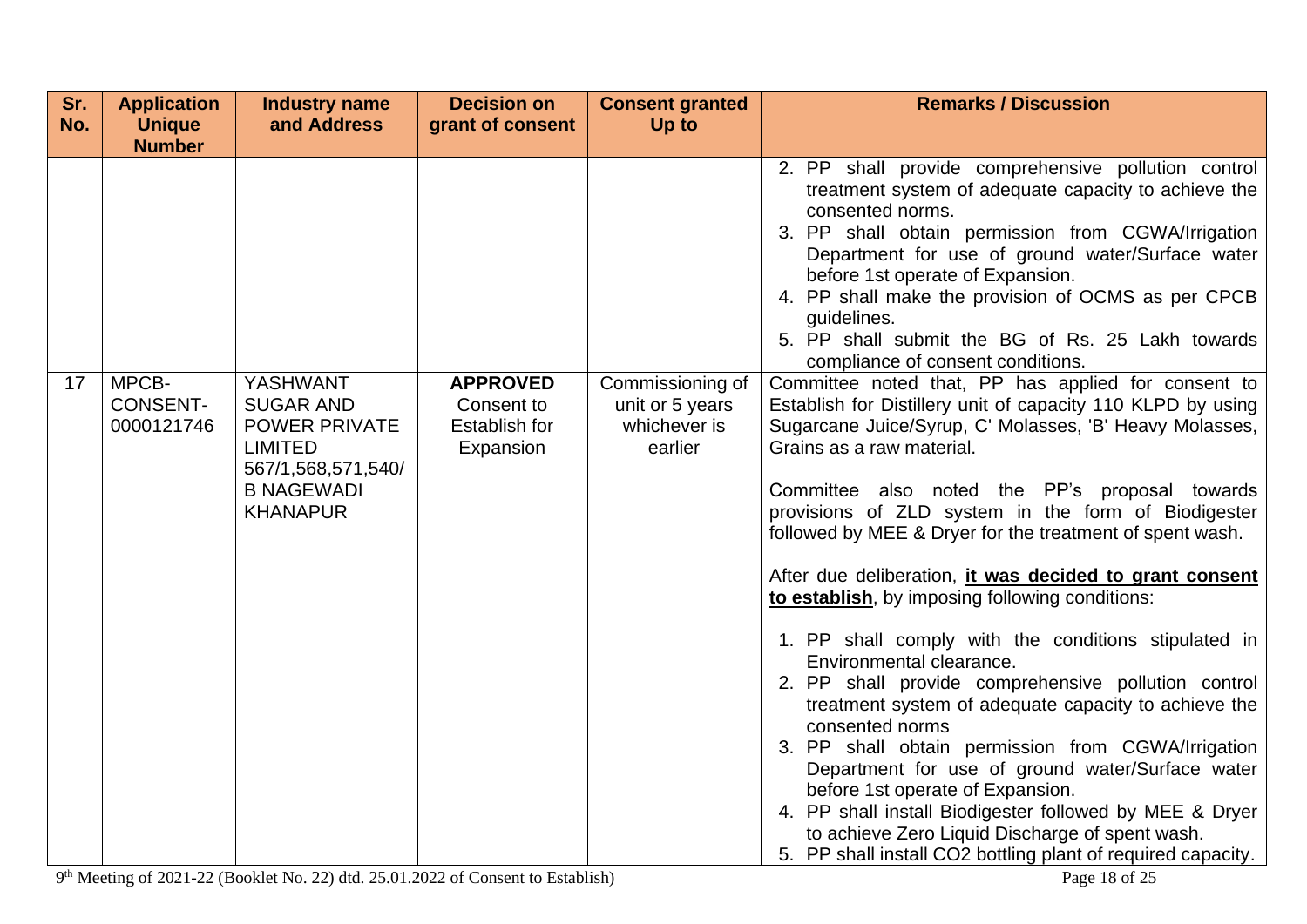| Sr. No. | Application Unique Number | Industry name and Address | Decision on grant of consent | Consent granted Up to | Remarks / Discussion |
|---|---|---|---|---|---|
| | | | | | 2. PP shall provide comprehensive pollution control treatment system of adequate capacity to achieve the consented norms.<br>3. PP shall obtain permission from CGWA/Irrigation Department for use of ground water/Surface water before 1st operate of Expansion.<br>4. PP shall make the provision of OCMS as per CPCB guidelines.<br>5. PP shall submit the BG of Rs. 25 Lakh towards compliance of consent conditions. |
| 17 | MPCB-CONSENT-0000121746 | YASHWANT SUGAR AND POWER PRIVATE LIMITED 567/1,568,571,540/B NAGEWADI KHANAPUR | **APPROVED** Consent to Establish for Expansion | Commissioning of unit or 5 years whichever is earlier | Committee noted that, PP has applied for consent to Establish for Distillery unit of capacity 110 KLPD by using Sugarcane Juice/Syrup, C' Molasses, 'B' Heavy Molasses, Grains as a raw material.<br><br>Committee also noted the PP's proposal towards provisions of ZLD system in the form of Biodigester followed by MEE & Dryer for the treatment of spent wash.<br><br>After due deliberation, **it was decided to grant consent to establish**, by imposing following conditions:<br><br>1. PP shall comply with the conditions stipulated in Environmental clearance.<br>2. PP shall provide comprehensive pollution control treatment system of adequate capacity to achieve the consented norms<br>3. PP shall obtain permission from CGWA/Irrigation Department for use of ground water/Surface water before 1st operate of Expansion.<br>4. PP shall install Biodigester followed by MEE & Dryer to achieve Zero Liquid Discharge of spent wash.<br>5. PP shall install $CO_2$ bottling plant of required capacity. |

9th Meeting of 2021-22 (Booklet No. 22) dtd. 25.01.2022 of Consent to Establish)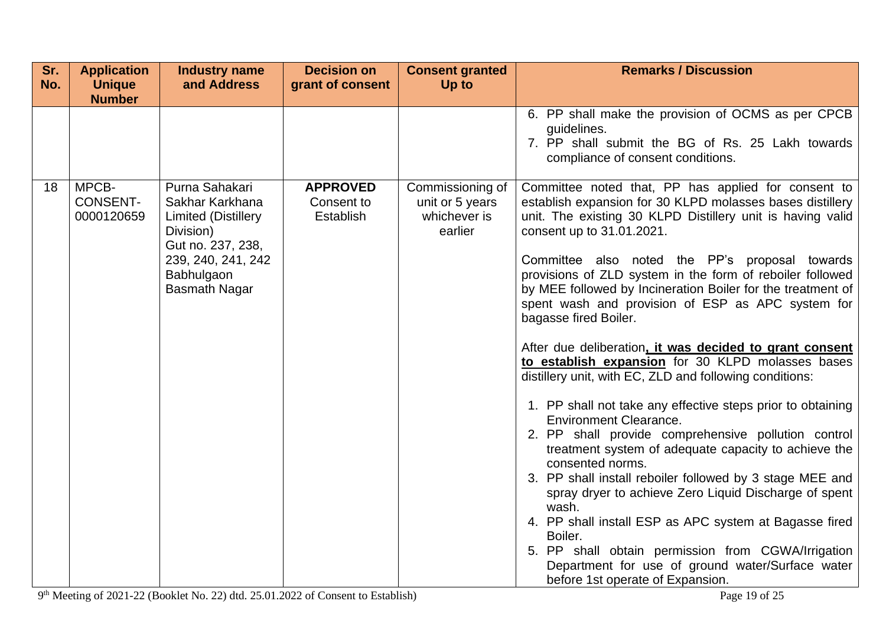| Sr. No. | Application Unique Number | Industry name and Address | Decision on grant of consent | Consent granted Up to | Remarks / Discussion |
|---|---|---|---|---|---|
| | | | | | 6. PP shall make the provision of OCMS as per CPCB guidelines.<br>7. PP shall submit the BG of Rs. 25 Lakh towards compliance of consent conditions. |
| 18 | MPCB-CONSENT-0000120659 | Purna Sahakari Sakhar Karkhana Limited (Distillery Division)<br>Gut no. 237, 238, 239, 240, 241, 242 Babhulgaon Basmath Nagar | **APPROVED** Consent to Establish | Commissioning of unit or 5 years whichever is earlier | Committee noted that, PP has applied for consent to establish expansion for 30 KLPD molasses bases distillery unit. The existing 30 KLPD Distillery unit is having valid consent up to 31.01.2021.<br><br>Committee also noted the PP's proposal towards provisions of ZLD system in the form of reboiler followed by MEE followed by Incineration Boiler for the treatment of spent wash and provision of ESP as APC system for bagasse fired Boiler.<br><br>After due deliberation**, it was decided to grant consent to establish expansion** for 30 KLPD molasses bases distillery unit, with EC, ZLD and following conditions:<br><br>1. PP shall not take any effective steps prior to obtaining Environment Clearance.<br>2. PP shall provide comprehensive pollution control treatment system of adequate capacity to achieve the consented norms.<br>3. PP shall install reboiler followed by 3 stage MEE and spray dryer to achieve Zero Liquid Discharge of spent wash.<br>4. PP shall install ESP as APC system at Bagasse fired Boiler.<br>5. PP shall obtain permission from CGWA/Irrigation Department for use of ground water/Surface water before 1st operate of Expansion. |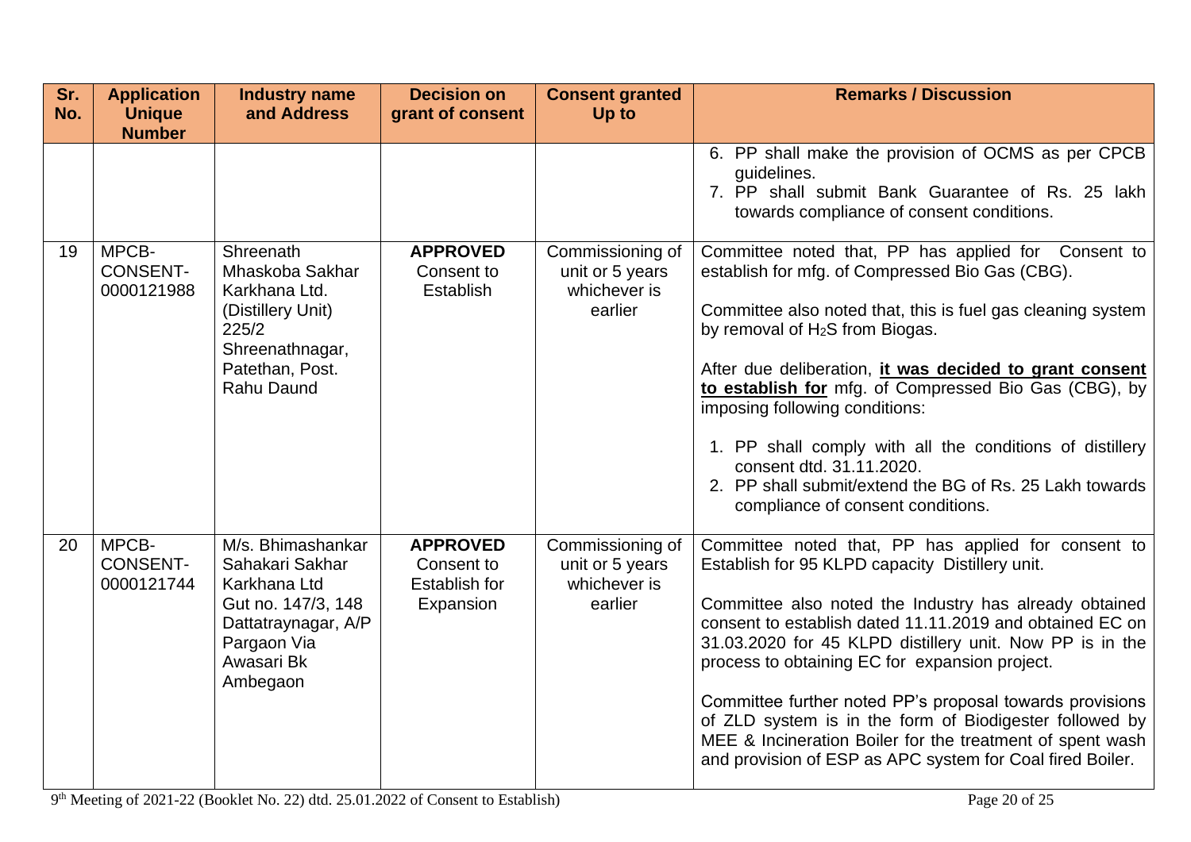| Sr. No. | Application Unique Number | Industry name and Address | Decision on grant of consent | Consent granted Up to | Remarks / Discussion |
|---|---|---|---|---|---|
| | | | | | 6. PP shall make the provision of OCMS as per CPCB guidelines.<br>7. PP shall submit Bank Guarantee of Rs. 25 lakh towards compliance of consent conditions. |
| 19 | MPCB-CONSENT-0000121988 | Shreenath Mhaskoba Sakhar Karkhana Ltd. (Distillery Unit) 225/2 Shreenathnagar, Patethan, Post. Rahu Daund | **APPROVED** Consent to Establish | Commissioning of unit or 5 years whichever is earlier | Committee noted that, PP has applied for Consent to establish for mfg. of Compressed Bio Gas (CBG).<br><br>Committee also noted that, this is fuel gas cleaning system by removal of $H_2S$ from Biogas.<br><br>After due deliberation, **<u>it was decided to grant consent to establish for</u>** mfg. of Compressed Bio Gas (CBG), by imposing following conditions:<br><br>1. PP shall comply with all the conditions of distillery consent dtd. 31.11.2020.<br>2. PP shall submit/extend the BG of Rs. 25 Lakh towards compliance of consent conditions. |
| 20 | MPCB-CONSENT-0000121744 | M/s. Bhimashankar Sahakari Sakhar Karkhana Ltd Gut no. 147/3, 148 Dattatraynagar, A/P Pargaon Via Awasari Bk Ambegaon | **APPROVED** Consent to Establish for Expansion | Commissioning of unit or 5 years whichever is earlier | Committee noted that, PP has applied for consent to Establish for 95 KLPD capacity Distillery unit.<br><br>Committee also noted the Industry has already obtained consent to establish dated 11.11.2019 and obtained EC on 31.03.2020 for 45 KLPD distillery unit. Now PP is in the process to obtaining EC for expansion project.<br><br>Committee further noted PP's proposal towards provisions of ZLD system is in the form of Biodigester followed by MEE & Incineration Boiler for the treatment of spent wash and provision of ESP as APC system for Coal fired Boiler. |

9th Meeting of 2021-22 (Booklet No. 22) dtd. 25.01.2022 of Consent to Establish)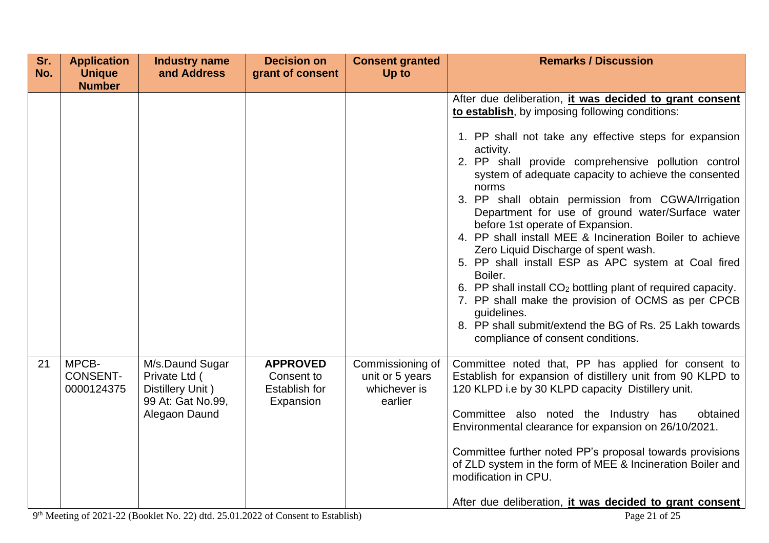| Sr. No. | Application Unique Number | Industry name and Address | Decision on grant of consent | Consent granted Up to | Remarks / Discussion |
|---|---|---|---|---|---|
| | | | | | After due deliberation, **it was decided to grant consent to establish**, by imposing following conditions:<br><br>1. PP shall not take any effective steps for expansion activity.<br>2. PP shall provide comprehensive pollution control system of adequate capacity to achieve the consented norms<br>3. PP shall obtain permission from CGWA/Irrigation Department for use of ground water/Surface water before 1st operate of Expansion.<br>4. PP shall install MEE & Incineration Boiler to achieve Zero Liquid Discharge of spent wash.<br>5. PP shall install ESP as APC system at Coal fired Boiler.<br>6. PP shall install $CO_2$ bottling plant of required capacity.<br>7. PP shall make the provision of OCMS as per CPCB guidelines.<br>8. PP shall submit/extend the BG of Rs. 25 Lakh towards compliance of consent conditions. |
| 21 | MPCB-CONSENT-0000124375 | M/s.Daund Sugar Private Ltd ( Distillery Unit ) 99 At: Gat No.99, Alegaon Daund | **APPROVED** Consent to Establish for Expansion | Commissioning of unit or 5 years whichever is earlier | Committee noted that, PP has applied for consent to Establish for expansion of distillery unit from 90 KLPD to 120 KLPD i.e by 30 KLPD capacity Distillery unit.<br><br>Committee also noted the Industry has obtained Environmental clearance for expansion on 26/10/2021.<br><br>Committee further noted PP's proposal towards provisions of ZLD system in the form of MEE & Incineration Boiler and modification in CPU.<br><br>After due deliberation, **it was decided to grant consent** |

9th Meeting of 2021-22 (Booklet No. 22) dtd. 25.01.2022 of Consent to Establish)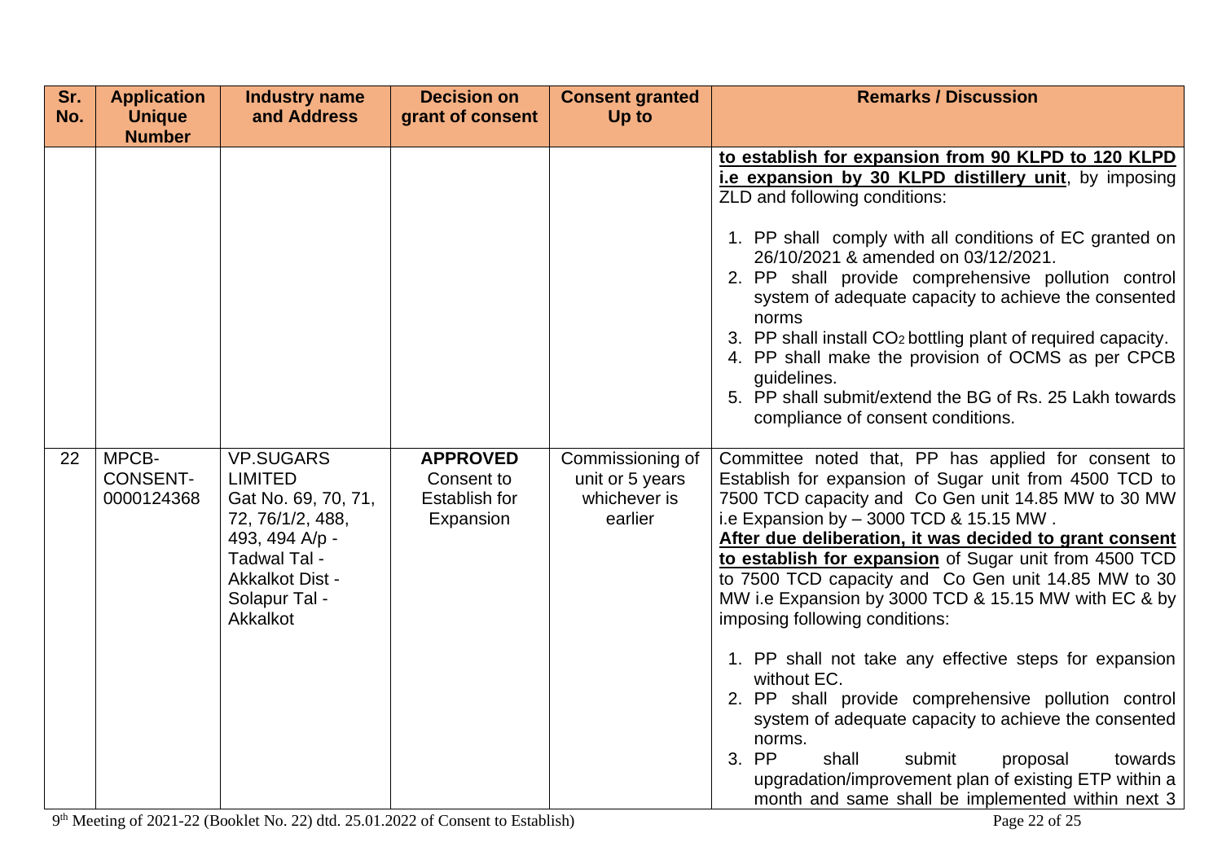| Sr. No. | Application Unique Number | Industry name and Address | Decision on grant of consent | Consent granted Up to | Remarks / Discussion |
|---|---|---|---|---|---|
| | | | | | **to establish for expansion from 90 KLPD to 120 KLPD i.e expansion by 30 KLPD distillery unit**, by imposing ZLD and following conditions:<br><br>1. PP shall comply with all conditions of EC granted on 26/10/2021 & amended on 03/12/2021.<br>2. PP shall provide comprehensive pollution control system of adequate capacity to achieve the consented norms<br>3. PP shall install $CO_2$ bottling plant of required capacity.<br>4. PP shall make the provision of OCMS as per CPCB guidelines.<br>5. PP shall submit/extend the BG of Rs. 25 Lakh towards compliance of consent conditions. |
| 22 | MPCB-CONSENT-0000124368 | VP.SUGARS LIMITED Gat No. 69, 70, 71, 72, 76/1/2, 488, 493, 494 A/p - Tadwal Tal - Akkalkot Dist - Solapur Tal - Akkalkot | **APPROVED** Consent to Establish for Expansion | Commissioning of unit or 5 years whichever is earlier | Committee noted that, PP has applied for consent to Establish for expansion of Sugar unit from 4500 TCD to 7500 TCD capacity and Co Gen unit 14.85 MW to 30 MW i.e Expansion by – 3000 TCD & 15.15 MW .<br>**After due deliberation, it was decided to grant consent to establish for expansion** of Sugar unit from 4500 TCD to 7500 TCD capacity and Co Gen unit 14.85 MW to 30 MW i.e Expansion by 3000 TCD & 15.15 MW with EC & by imposing following conditions:<br><br>1. PP shall not take any effective steps for expansion without EC.<br>2. PP shall provide comprehensive pollution control system of adequate capacity to achieve the consented norms.<br>3. PP shall submit proposal towards upgradation/improvement plan of existing ETP within a month and same shall be implemented within next 3 |

9[th] Meeting of 2021-22 (Booklet No. 22) dtd. 25.01.2022 of Consent to Establish)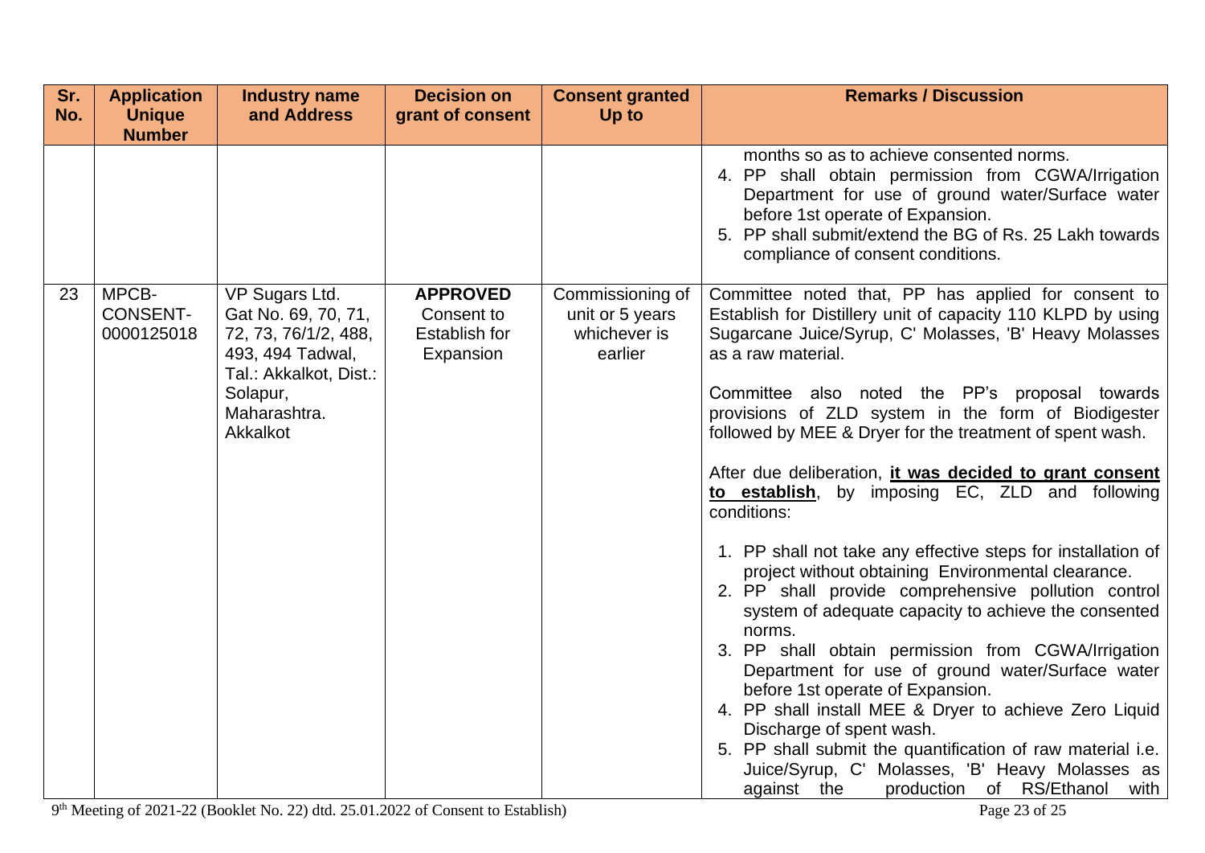| Sr. No. | Application Unique Number | Industry name and Address | Decision on grant of consent | Consent granted Up to | Remarks / Discussion |
|---|---|---|---|---|---|
| | | | | | months so as to achieve consented norms.<br>4. PP shall obtain permission from CGWA/Irrigation Department for use of ground water/Surface water before 1st operate of Expansion.<br>5. PP shall submit/extend the BG of Rs. 25 Lakh towards compliance of consent conditions. |
| 23 | MPCB-CONSENT-0000125018 | VP Sugars Ltd. Gat No. 69, 70, 71, 72, 73, 76/1/2, 488, 493, 494 Tadwal, Tal.: Akkalkot, Dist.: Solapur, Maharashtra. Akkalkot | **APPROVED** Consent to Establish for Expansion | Commissioning of unit or 5 years whichever is earlier | Committee noted that, PP has applied for consent to Establish for Distillery unit of capacity 110 KLPD by using Sugarcane Juice/Syrup, C' Molasses, 'B' Heavy Molasses as a raw material.<br><br>Committee also noted the PP's proposal towards provisions of ZLD system in the form of Biodigester followed by MEE & Dryer for the treatment of spent wash.<br><br>After due deliberation, **<u>it was decided to grant consent to establish</u>**, by imposing EC, ZLD and following conditions:<br><br>1. PP shall not take any effective steps for installation of project without obtaining Environmental clearance.<br>2. PP shall provide comprehensive pollution control system of adequate capacity to achieve the consented norms.<br>3. PP shall obtain permission from CGWA/Irrigation Department for use of ground water/Surface water before 1st operate of Expansion.<br>4. PP shall install MEE & Dryer to achieve Zero Liquid Discharge of spent wash.<br>5. PP shall submit the quantification of raw material i.e. Juice/Syrup, C' Molasses, 'B' Heavy Molasses as against the production of RS/Ethanol with |

9th Meeting of 2021-22 (Booklet No. 22) dtd. 25.01.2022 of Consent to Establish)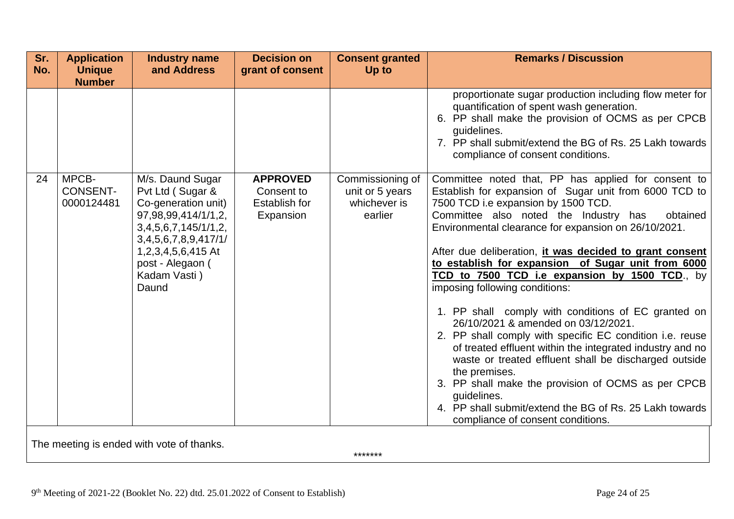| Sr. No. | Application Unique Number | Industry name and Address | Decision on grant of consent | Consent granted Up to | Remarks / Discussion |
|---|---|---|---|---|---|
| | | | | | proportionate sugar production including flow meter for quantification of spent wash generation.<br>6. PP shall make the provision of OCMS as per CPCB guidelines.<br>7. PP shall submit/extend the BG of Rs. 25 Lakh towards compliance of consent conditions. |
| 24 | MPCB-CONSENT-0000124481 | M/s. Daund Sugar Pvt Ltd ( Sugar & Co-generation unit) 97,98,99,414/1/1,2,3,4,5,6,7,145/1/1,2,3,4,5,6,7,8,9,417/1/1,2,3,4,5,6,415 At post - Alegaon ( Kadam Vasti ) Daund | **APPROVED** Consent to Establish for Expansion | Commissioning of unit or 5 years whichever is earlier | Committee noted that, PP has applied for consent to Establish for expansion of Sugar unit from 6000 TCD to 7500 TCD i.e expansion by 1500 TCD.<br>Committee also noted the Industry has obtained Environmental clearance for expansion on 26/10/2021.<br><br>After due deliberation, **it was decided to grant consent to establish for expansion of Sugar unit from 6000 TCD to 7500 TCD i.e expansion by 1500 TCD**., by imposing following conditions:<br><br>1. PP shall comply with conditions of EC granted on 26/10/2021 & amended on 03/12/2021.<br>2. PP shall comply with specific EC condition i.e. reuse of treated effluent within the integrated industry and no waste or treated effluent shall be discharged outside the premises.<br>3. PP shall make the provision of OCMS as per CPCB guidelines.<br>4. PP shall submit/extend the BG of Rs. 25 Lakh towards compliance of consent conditions. |

The meeting is ended with vote of thanks.

*******